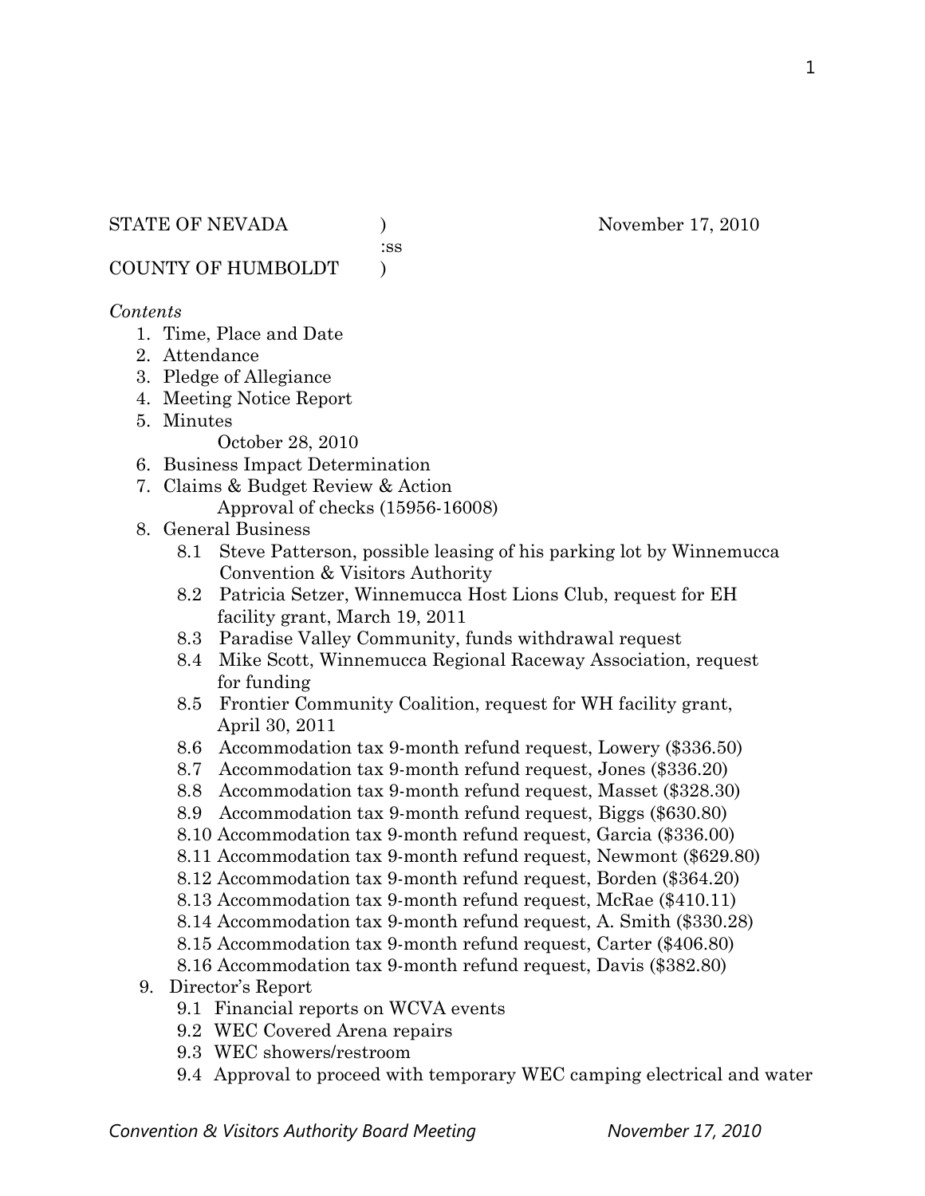STATE OF NEVADA ) November 17, 2010
:ss
COUNTY OF HUMBOLDT )

*Contents*

1. Time, Place and Date
2. Attendance
3. Pledge of Allegiance
4. Meeting Notice Report
5. Minutes
   October 28, 2010
6. Business Impact Determination
7. Claims & Budget Review & Action
   Approval of checks (15956-16008)
8. General Business
   - 8.1 Steve Patterson, possible leasing of his parking lot by Winnemucca Convention & Visitors Authority
   - 8.2 Patricia Setzer, Winnemucca Host Lions Club, request for EH facility grant, March 19, 2011
   - 8.3 Paradise Valley Community, funds withdrawal request
   - 8.4 Mike Scott, Winnemucca Regional Raceway Association, request for funding
   - 8.5 Frontier Community Coalition, request for WH facility grant, April 30, 2011
   - 8.6 Accommodation tax 9-month refund request, Lowery ($336.50)
   - 8.7 Accommodation tax 9-month refund request, Jones ($336.20)
   - 8.8 Accommodation tax 9-month refund request, Masset ($328.30)
   - 8.9 Accommodation tax 9-month refund request, Biggs ($630.80)
   - 8.10 Accommodation tax 9-month refund request, Garcia ($336.00)
   - 8.11 Accommodation tax 9-month refund request, Newmont ($629.80)
   - 8.12 Accommodation tax 9-month refund request, Borden ($364.20)
   - 8.13 Accommodation tax 9-month refund request, McRae ($410.11)
   - 8.14 Accommodation tax 9-month refund request, A. Smith ($330.28)
   - 8.15 Accommodation tax 9-month refund request, Carter ($406.80)
   - 8.16 Accommodation tax 9-month refund request, Davis ($382.80)
9. Director's Report
   - 9.1 Financial reports on WCVA events
   - 9.2 WEC Covered Arena repairs
   - 9.3 WEC showers/restroom
   - 9.4 Approval to proceed with temporary WEC camping electrical and water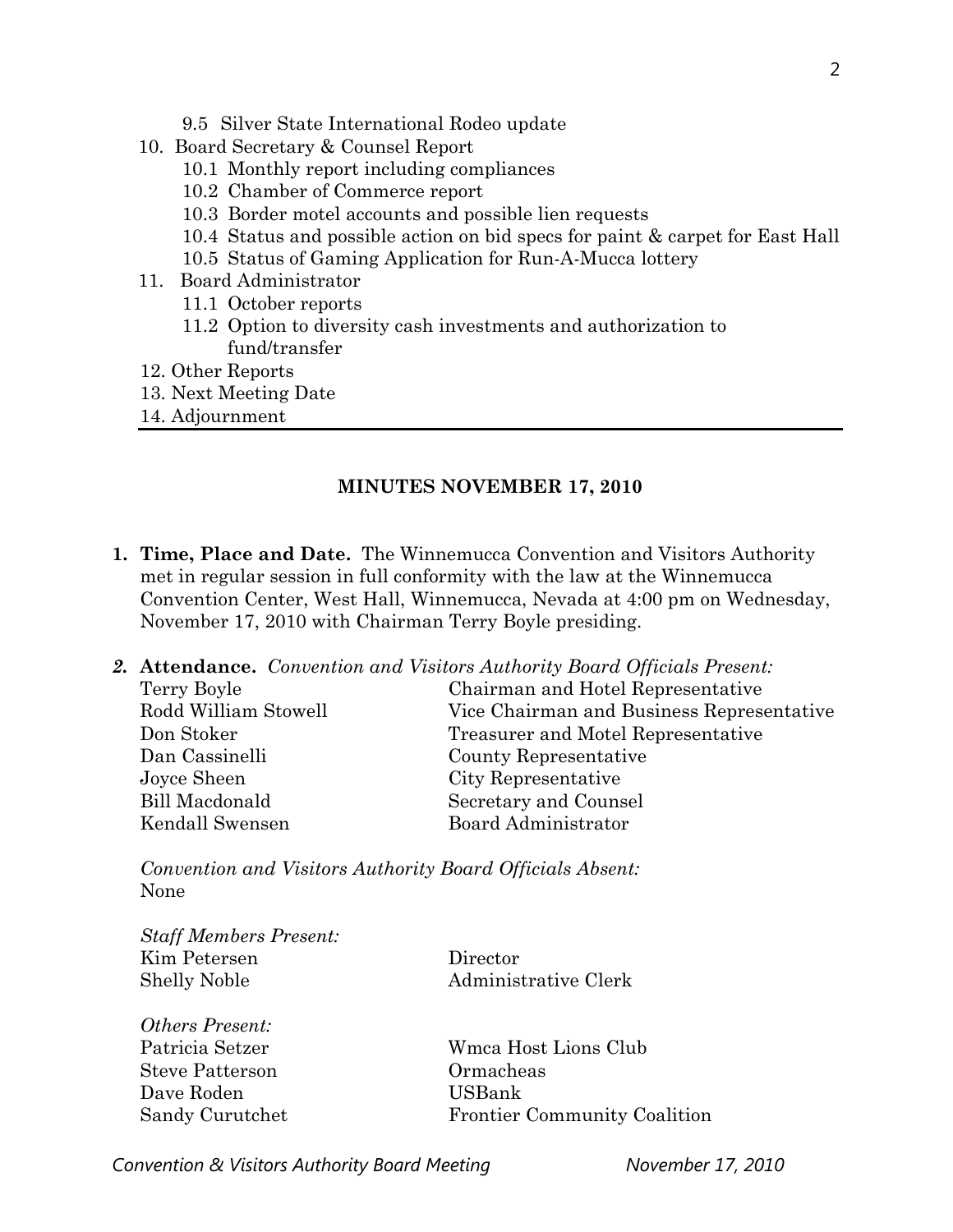- 9.5 Silver State International Rodeo update
10. Board Secretary & Counsel Report
    - 10.1 Monthly report including compliances
    - 10.2 Chamber of Commerce report
    - 10.3 Border motel accounts and possible lien requests
    - 10.4 Status and possible action on bid specs for paint & carpet for East Hall
    - 10.5 Status of Gaming Application for Run-A-Mucca lottery
11. Board Administrator
    - 11.1 October reports
    - 11.2 Option to diversity cash investments and authorization to fund/transfer
12. Other Reports
13. Next Meeting Date
14. Adjournment

---

## MINUTES NOVEMBER 17, 2010

1. **Time, Place and Date.** The Winnemucca Convention and Visitors Authority met in regular session in full conformity with the law at the Winnemucca Convention Center, West Hall, Winnemucca, Nevada at 4:00 pm on Wednesday, November 17, 2010 with Chairman Terry Boyle presiding.

2. **Attendance.** *Convention and Visitors Authority Board Officials Present:*

| | |
|---|---|
| Terry Boyle | Chairman and Hotel Representative |
| Rodd William Stowell | Vice Chairman and Business Representative |
| Don Stoker | Treasurer and Motel Representative |
| Dan Cassinelli | County Representative |
| Joyce Sheen | City Representative |
| Bill Macdonald | Secretary and Counsel |
| Kendall Swensen | Board Administrator |

*Convention and Visitors Authority Board Officials Absent:*
None

*Staff Members Present:*

| | |
|---|---|
| Kim Petersen | Director |
| Shelly Noble | Administrative Clerk |

*Others Present:*

| | |
|---|---|
| Patricia Setzer | Wmca Host Lions Club |
| Steve Patterson | Ormacheas |
| Dave Roden | USBank |
| Sandy Curutchet | Frontier Community Coalition |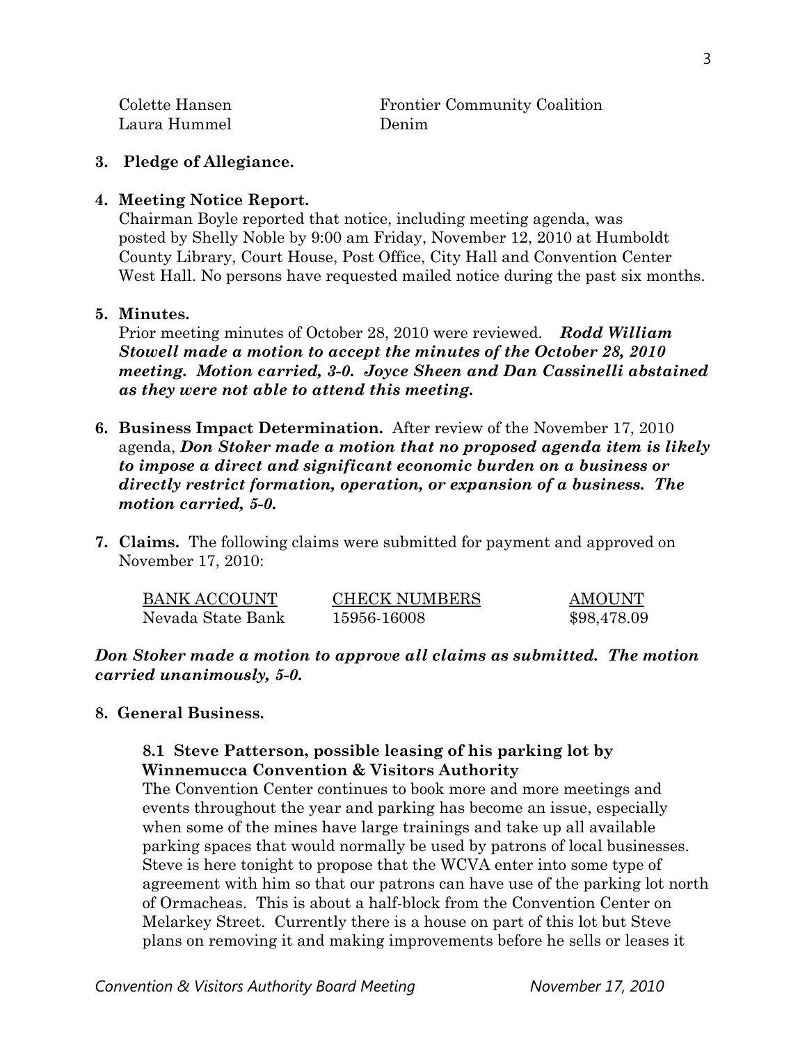| | |
|---|---|
| Colette Hansen | Frontier Community Coalition |
| Laura Hummel | Denim |

**3. Pledge of Allegiance.**

**4. Meeting Notice Report.**

Chairman Boyle reported that notice, including meeting agenda, was posted by Shelly Noble by 9:00 am Friday, November 12, 2010 at Humboldt County Library, Court House, Post Office, City Hall and Convention Center West Hall. No persons have requested mailed notice during the past six months.

**5. Minutes.**

Prior meeting minutes of October 28, 2010 were reviewed. ***Rodd William Stowell made a motion to accept the minutes of the October 28, 2010 meeting. Motion carried, 3-0. Joyce Sheen and Dan Cassinelli abstained as they were not able to attend this meeting.***

**6. Business Impact Determination.** After review of the November 17, 2010 agenda, ***Don Stoker made a motion that no proposed agenda item is likely to impose a direct and significant economic burden on a business or directly restrict formation, operation, or expansion of a business. The motion carried, 5-0.***

**7. Claims.** The following claims were submitted for payment and approved on November 17, 2010:

| BANK ACCOUNT | CHECK NUMBERS | AMOUNT |
|---|---|---|
| Nevada State Bank | 15956-16008 | $98,478.09 |

***Don Stoker made a motion to approve all claims as submitted. The motion carried unanimously, 5-0.***

**8. General Business.**

**8.1 Steve Patterson, possible leasing of his parking lot by Winnemucca Convention & Visitors Authority**

The Convention Center continues to book more and more meetings and events throughout the year and parking has become an issue, especially when some of the mines have large trainings and take up all available parking spaces that would normally be used by patrons of local businesses. Steve is here tonight to propose that the WCVA enter into some type of agreement with him so that our patrons can have use of the parking lot north of Ormacheas. This is about a half-block from the Convention Center on Melarkey Street. Currently there is a house on part of this lot but Steve plans on removing it and making improvements before he sells or leases it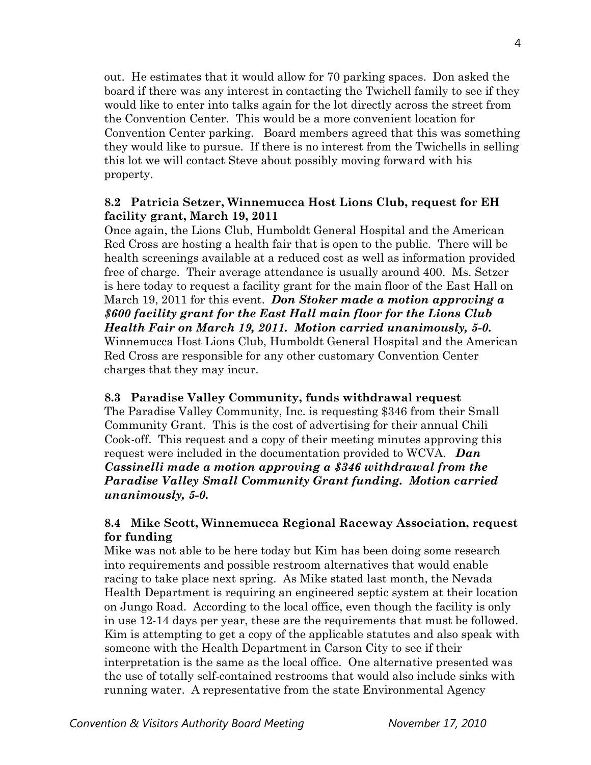out. He estimates that it would allow for 70 parking spaces. Don asked the board if there was any interest in contacting the Twichell family to see if they would like to enter into talks again for the lot directly across the street from the Convention Center. This would be a more convenient location for Convention Center parking. Board members agreed that this was something they would like to pursue. If there is no interest from the Twichells in selling this lot we will contact Steve about possibly moving forward with his property.

**8.2 Patricia Setzer, Winnemucca Host Lions Club, request for EH facility grant, March 19, 2011**

Once again, the Lions Club, Humboldt General Hospital and the American Red Cross are hosting a health fair that is open to the public. There will be health screenings available at a reduced cost as well as information provided free of charge. Their average attendance is usually around 400. Ms. Setzer is here today to request a facility grant for the main floor of the East Hall on March 19, 2011 for this event. ***Don Stoker made a motion approving a $600 facility grant for the East Hall main floor for the Lions Club Health Fair on March 19, 2011. Motion carried unanimously, 5-0.*** Winnemucca Host Lions Club, Humboldt General Hospital and the American Red Cross are responsible for any other customary Convention Center charges that they may incur.

**8.3 Paradise Valley Community, funds withdrawal request**

The Paradise Valley Community, Inc. is requesting $346 from their Small Community Grant. This is the cost of advertising for their annual Chili Cook-off. This request and a copy of their meeting minutes approving this request were included in the documentation provided to WCVA. ***Dan Cassinelli made a motion approving a $346 withdrawal from the Paradise Valley Small Community Grant funding. Motion carried unanimously, 5-0.***

**8.4 Mike Scott, Winnemucca Regional Raceway Association, request for funding**

Mike was not able to be here today but Kim has been doing some research into requirements and possible restroom alternatives that would enable racing to take place next spring. As Mike stated last month, the Nevada Health Department is requiring an engineered septic system at their location on Jungo Road. According to the local office, even though the facility is only in use 12-14 days per year, these are the requirements that must be followed. Kim is attempting to get a copy of the applicable statutes and also speak with someone with the Health Department in Carson City to see if their interpretation is the same as the local office. One alternative presented was the use of totally self-contained restrooms that would also include sinks with running water. A representative from the state Environmental Agency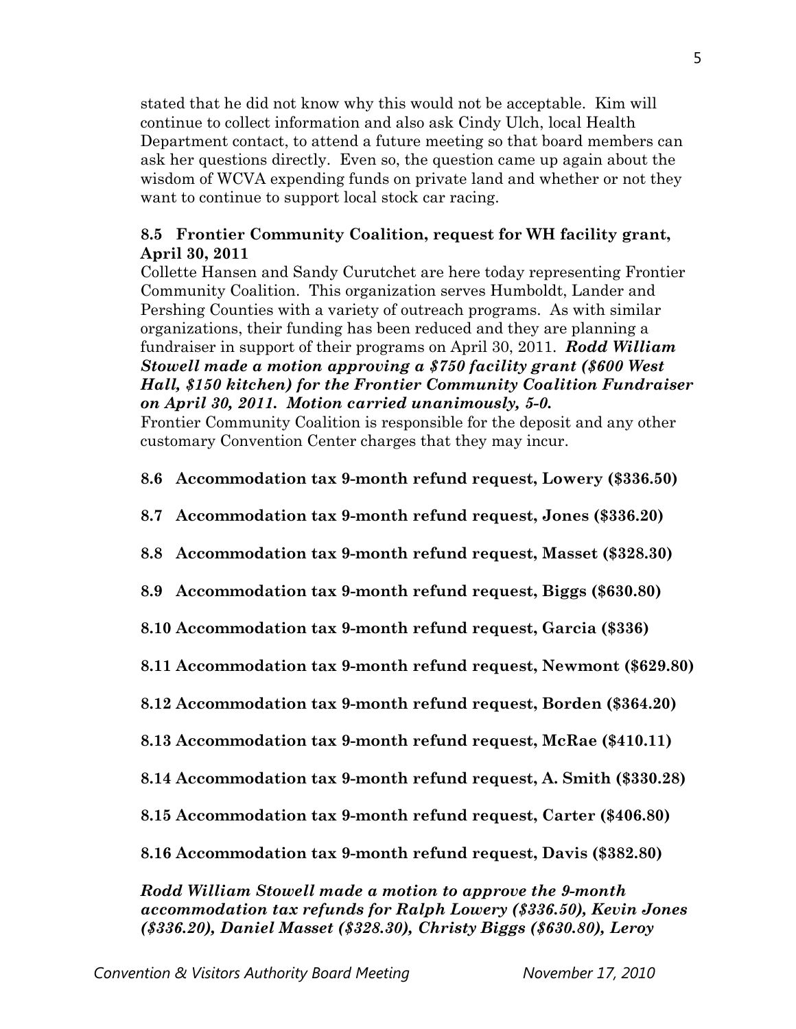stated that he did not know why this would not be acceptable. Kim will continue to collect information and also ask Cindy Ulch, local Health Department contact, to attend a future meeting so that board members can ask her questions directly. Even so, the question came up again about the wisdom of WCVA expending funds on private land and whether or not they want to continue to support local stock car racing.

**8.5 Frontier Community Coalition, request for WH facility grant, April 30, 2011**

Collette Hansen and Sandy Curutchet are here today representing Frontier Community Coalition. This organization serves Humboldt, Lander and Pershing Counties with a variety of outreach programs. As with similar organizations, their funding has been reduced and they are planning a fundraiser in support of their programs on April 30, 2011. ***Rodd William Stowell made a motion approving a $750 facility grant ($600 West Hall, $150 kitchen) for the Frontier Community Coalition Fundraiser on April 30, 2011. Motion carried unanimously, 5-0.***

Frontier Community Coalition is responsible for the deposit and any other customary Convention Center charges that they may incur.

**8.6 Accommodation tax 9-month refund request, Lowery ($336.50)**

**8.7 Accommodation tax 9-month refund request, Jones ($336.20)**

**8.8 Accommodation tax 9-month refund request, Masset ($328.30)**

**8.9 Accommodation tax 9-month refund request, Biggs ($630.80)**

**8.10 Accommodation tax 9-month refund request, Garcia ($336)**

**8.11 Accommodation tax 9-month refund request, Newmont ($629.80)**

**8.12 Accommodation tax 9-month refund request, Borden ($364.20)**

**8.13 Accommodation tax 9-month refund request, McRae ($410.11)**

**8.14 Accommodation tax 9-month refund request, A. Smith ($330.28)**

**8.15 Accommodation tax 9-month refund request, Carter ($406.80)**

**8.16 Accommodation tax 9-month refund request, Davis ($382.80)**

***Rodd William Stowell made a motion to approve the 9-month accommodation tax refunds for Ralph Lowery ($336.50), Kevin Jones ($336.20), Daniel Masset ($328.30), Christy Biggs ($630.80), Leroy***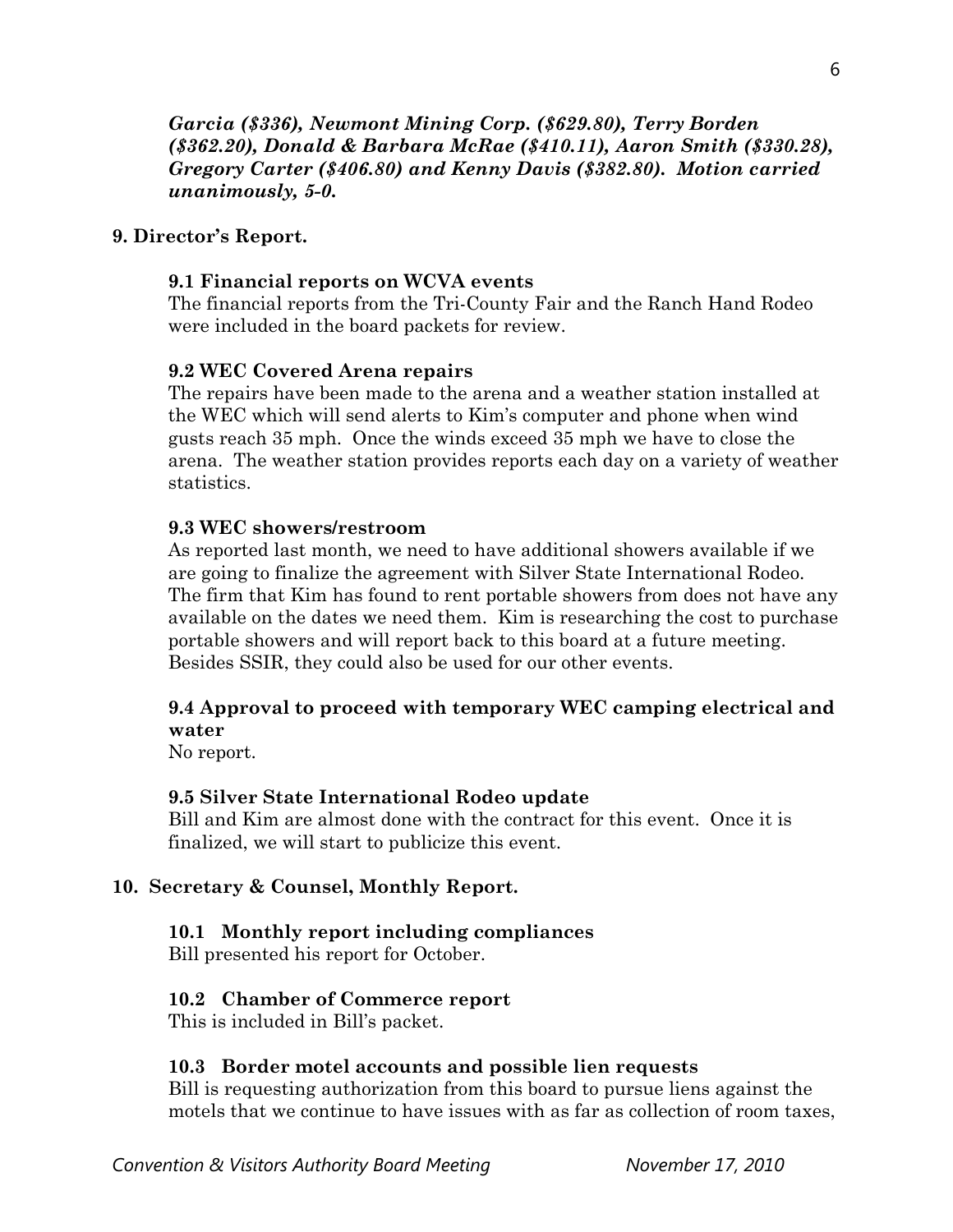***Garcia ($336), Newmont Mining Corp. ($629.80), Terry Borden ($362.20), Donald & Barbara McRae ($410.11), Aaron Smith ($330.28), Gregory Carter ($406.80) and Kenny Davis ($382.80). Motion carried unanimously, 5-0.***

## 9. Director's Report.

### 9.1 Financial reports on WCVA events

The financial reports from the Tri-County Fair and the Ranch Hand Rodeo were included in the board packets for review.

### 9.2 WEC Covered Arena repairs

The repairs have been made to the arena and a weather station installed at the WEC which will send alerts to Kim's computer and phone when wind gusts reach 35 mph. Once the winds exceed 35 mph we have to close the arena. The weather station provides reports each day on a variety of weather statistics.

### 9.3 WEC showers/restroom

As reported last month, we need to have additional showers available if we are going to finalize the agreement with Silver State International Rodeo. The firm that Kim has found to rent portable showers from does not have any available on the dates we need them. Kim is researching the cost to purchase portable showers and will report back to this board at a future meeting. Besides SSIR, they could also be used for our other events.

### 9.4 Approval to proceed with temporary WEC camping electrical and water

No report.

### 9.5 Silver State International Rodeo update

Bill and Kim are almost done with the contract for this event. Once it is finalized, we will start to publicize this event.

## 10. Secretary & Counsel, Monthly Report.

### 10.1 Monthly report including compliances

Bill presented his report for October.

### 10.2 Chamber of Commerce report

This is included in Bill's packet.

### 10.3 Border motel accounts and possible lien requests

Bill is requesting authorization from this board to pursue liens against the motels that we continue to have issues with as far as collection of room taxes,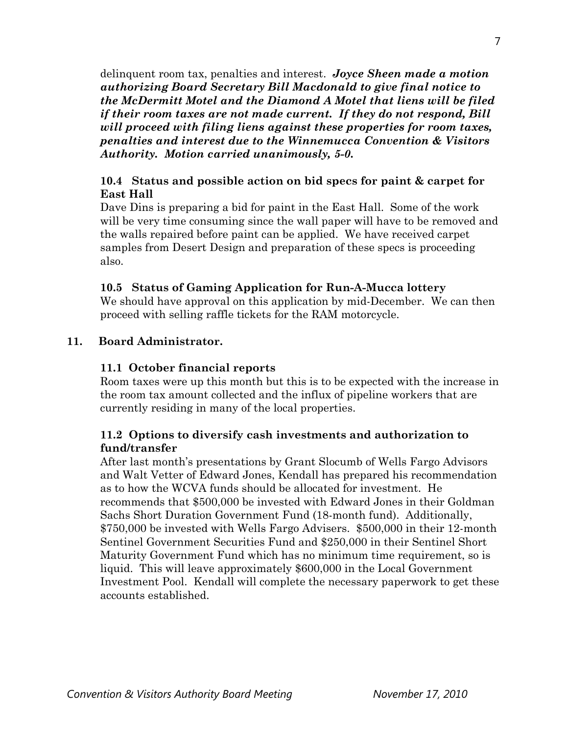delinquent room tax, penalties and interest. ***Joyce Sheen made a motion authorizing Board Secretary Bill Macdonald to give final notice to the McDermitt Motel and the Diamond A Motel that liens will be filed if their room taxes are not made current. If they do not respond, Bill will proceed with filing liens against these properties for room taxes, penalties and interest due to the Winnemucca Convention & Visitors Authority. Motion carried unanimously, 5-0.***

**10.4 Status and possible action on bid specs for paint & carpet for East Hall**

Dave Dins is preparing a bid for paint in the East Hall. Some of the work will be very time consuming since the wall paper will have to be removed and the walls repaired before paint can be applied. We have received carpet samples from Desert Design and preparation of these specs is proceeding also.

**10.5 Status of Gaming Application for Run-A-Mucca lottery**

We should have approval on this application by mid-December. We can then proceed with selling raffle tickets for the RAM motorcycle.

**11. Board Administrator.**

**11.1 October financial reports**

Room taxes were up this month but this is to be expected with the increase in the room tax amount collected and the influx of pipeline workers that are currently residing in many of the local properties.

**11.2 Options to diversify cash investments and authorization to fund/transfer**

After last month's presentations by Grant Slocumb of Wells Fargo Advisors and Walt Vetter of Edward Jones, Kendall has prepared his recommendation as to how the WCVA funds should be allocated for investment. He recommends that $500,000 be invested with Edward Jones in their Goldman Sachs Short Duration Government Fund (18-month fund). Additionally, $750,000 be invested with Wells Fargo Advisers. $500,000 in their 12-month Sentinel Government Securities Fund and $250,000 in their Sentinel Short Maturity Government Fund which has no minimum time requirement, so is liquid. This will leave approximately $600,000 in the Local Government Investment Pool. Kendall will complete the necessary paperwork to get these accounts established.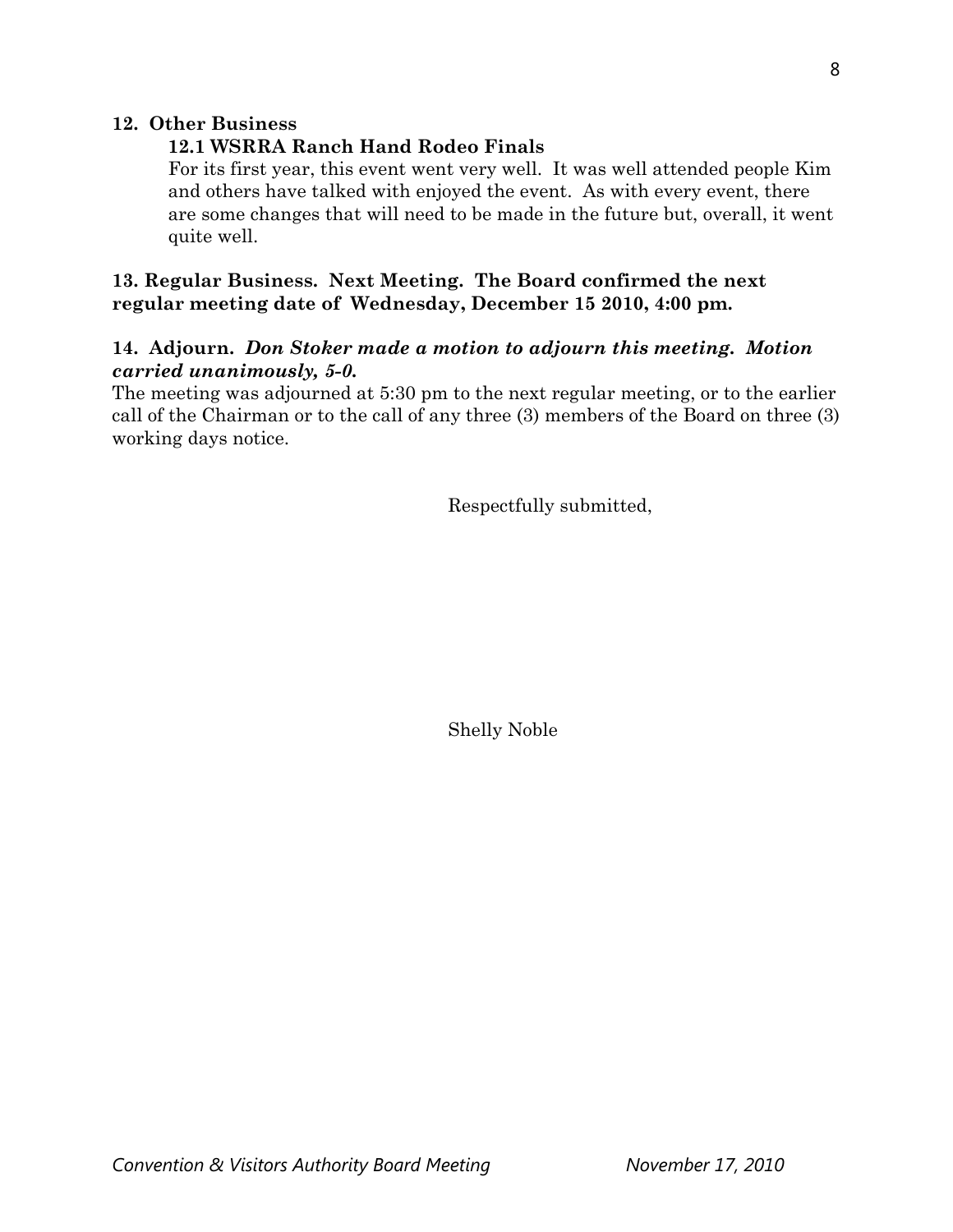**12. Other Business**

**12.1 WSRRA Ranch Hand Rodeo Finals**

For its first year, this event went very well. It was well attended people Kim and others have talked with enjoyed the event. As with every event, there are some changes that will need to be made in the future but, overall, it went quite well.

**13. Regular Business. Next Meeting. The Board confirmed the next regular meeting date of Wednesday, December 15 2010, 4:00 pm.**

**14. Adjourn.** ***Don Stoker made a motion to adjourn this meeting. Motion carried unanimously, 5-0.***

The meeting was adjourned at 5:30 pm to the next regular meeting, or to the earlier call of the Chairman or to the call of any three (3) members of the Board on three (3) working days notice.

Respectfully submitted,

Shelly Noble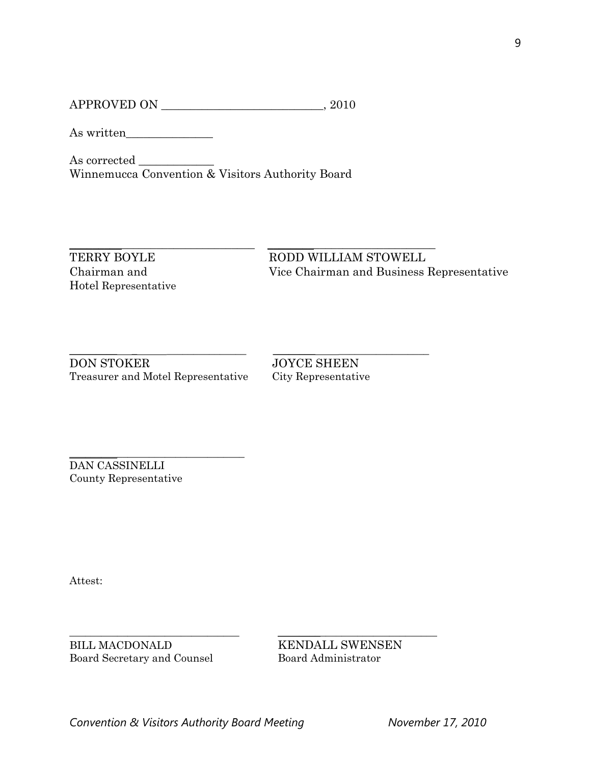APPROVED ON ___________________________, 2010

As written_______________

As corrected _____________
Winnemucca Convention & Visitors Authority Board

_______________________________

TERRY BOYLE
Chairman and
Hotel Representative

_______________________________

RODD WILLIAM STOWELL
Vice Chairman and Business Representative

_______________________________

DON STOKER
Treasurer and Motel Representative

_______________________________

JOYCE SHEEN
City Representative

_______________________________

DAN CASSINELLI
County Representative

Attest:

_______________________________

BILL MACDONALD
Board Secretary and Counsel

_______________________________

KENDALL SWENSEN
Board Administrator